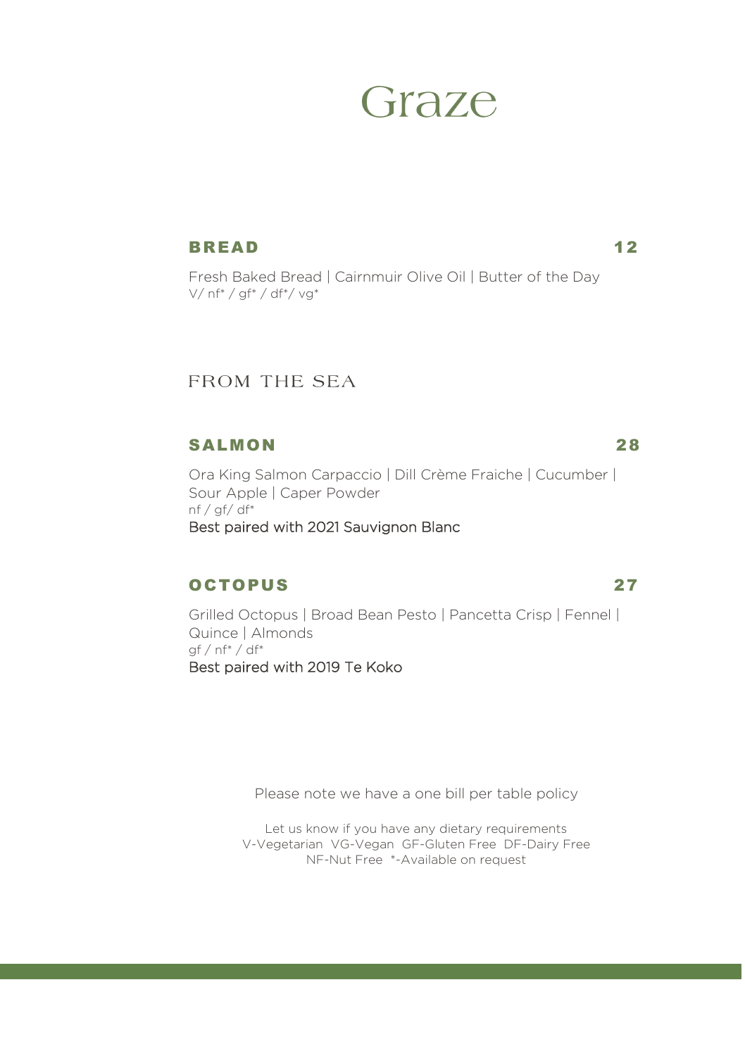# Graze

## BREAD 12

Fresh Baked Bread | Cairnmuir Olive Oil | Butter of the Day
V/ nf* / gf* / df*/ vg*

## FROM THE SEA

### SALMON 28

Ora King Salmon Carpaccio | Dill Crème Fraiche | Cucumber | Sour Apple | Caper Powder
nf / gf/ df*
Best paired with 2021 Sauvignon Blanc

### OCTOPUS 27

Grilled Octopus | Broad Bean Pesto | Pancetta Crisp | Fennel | Quince | Almonds
gf / nf* / df*
Best paired with 2019 Te Koko

Please note we have a one bill per table policy

Let us know if you have any dietary requirements
V-Vegetarian VG-Vegan GF-Gluten Free DF-Dairy Free
NF-Nut Free *-Available on request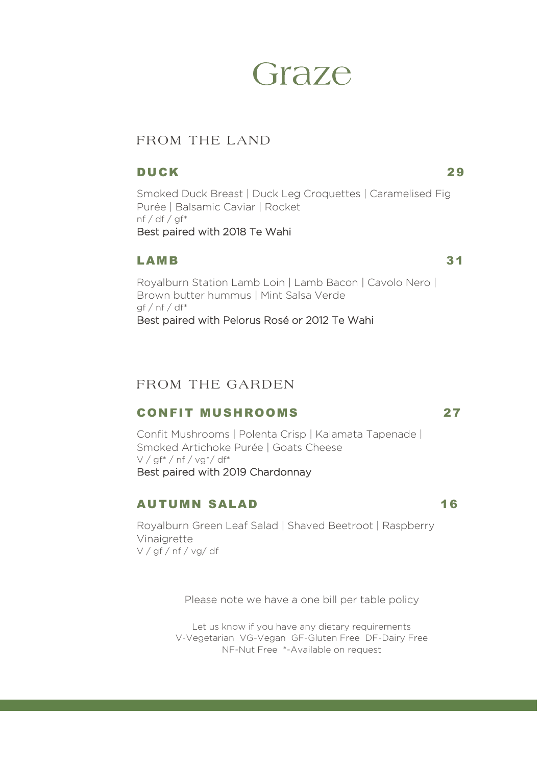# Graze

## FROM THE LAND

### DUCK 29

Smoked Duck Breast | Duck Leg Croquettes | Caramelised Fig Purée | Balsamic Caviar | Rocket
nf / df / gf*
Best paired with 2018 Te Wahi

### LAMB 31

Royalburn Station Lamb Loin | Lamb Bacon | Cavolo Nero | Brown butter hummus | Mint Salsa Verde
gf / nf / df*
Best paired with Pelorus Rosé or 2012 Te Wahi

## FROM THE GARDEN

### CONFIT MUSHROOMS 27

Confit Mushrooms | Polenta Crisp | Kalamata Tapenade | Smoked Artichoke Purée | Goats Cheese
V / gf* / nf / vg*/ df*
Best paired with 2019 Chardonnay

### AUTUMN SALAD 16

Royalburn Green Leaf Salad | Shaved Beetroot | Raspberry Vinaigrette
V / gf / nf / vg/ df

Please note we have a one bill per table policy

Let us know if you have any dietary requirements
V-Vegetarian VG-Vegan GF-Gluten Free DF-Dairy Free
NF-Nut Free *-Available on request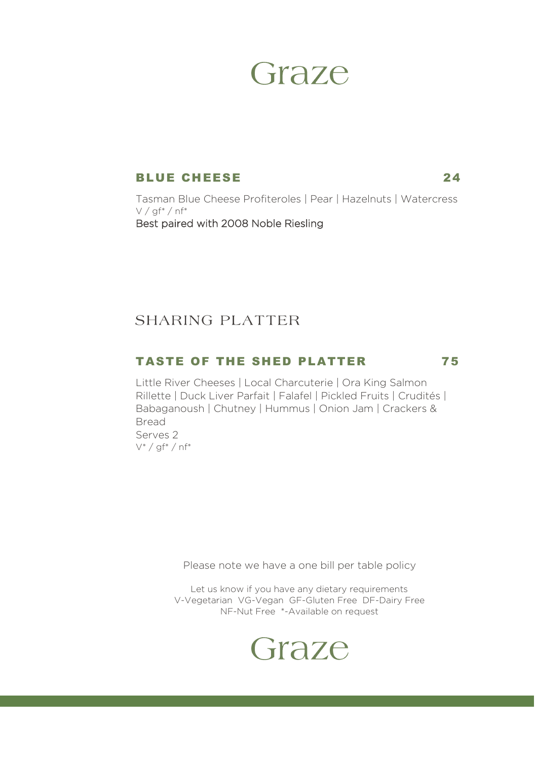# Graze

### BLUE CHEESE 24

Tasman Blue Cheese Profiteroles | Pear | Hazelnuts | Watercress
V / gf* / nf*
Best paired with 2008 Noble Riesling

## SHARING PLATTER

### TASTE OF THE SHED PLATTER 75

Little River Cheeses | Local Charcuterie | Ora King Salmon Rillette | Duck Liver Parfait | Falafel | Pickled Fruits | Crudités | Babaganoush | Chutney | Hummus | Onion Jam | Crackers & Bread
Serves 2
V* / gf* / nf*

Please note we have a one bill per table policy

Let us know if you have any dietary requirements
V-Vegetarian VG-Vegan GF-Gluten Free DF-Dairy Free
NF-Nut Free *-Available on request

Graze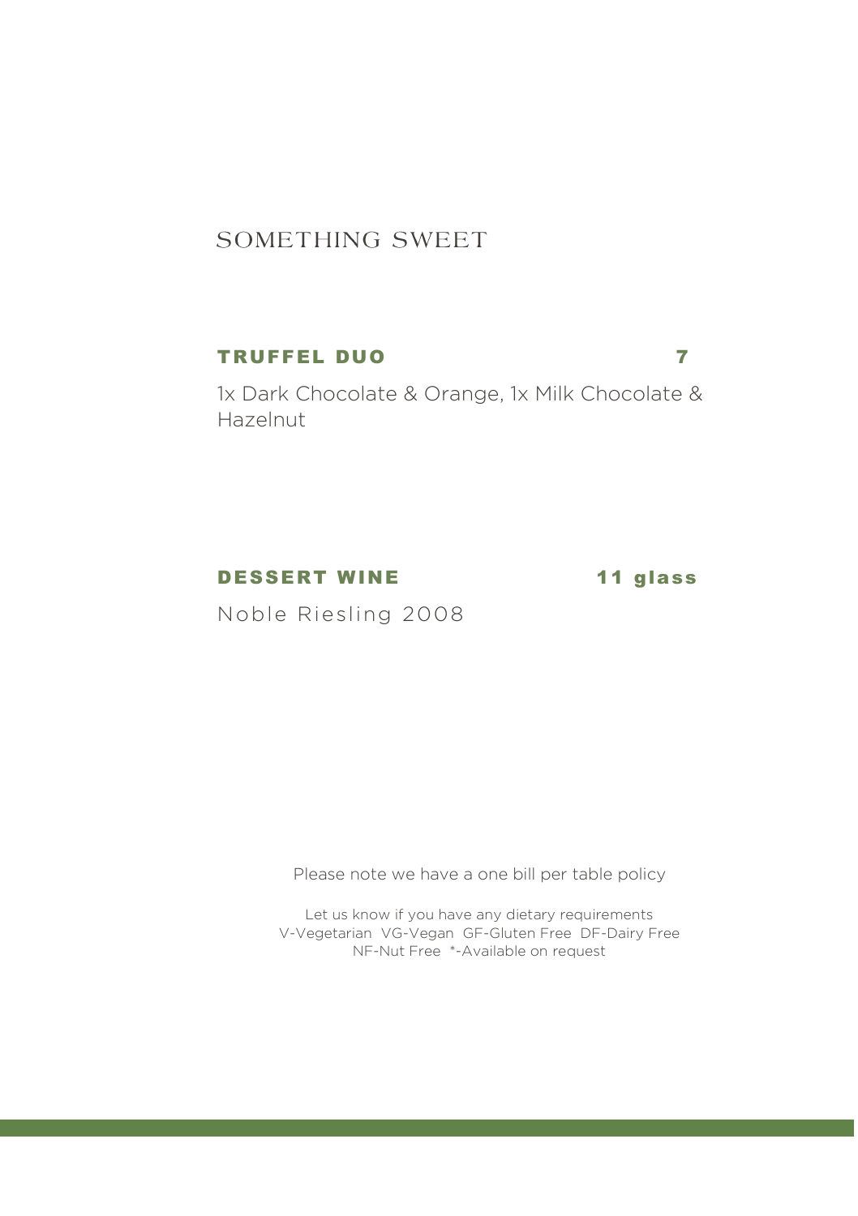# SOMETHING SWEET

## TRUFFEL DUO 7

1x Dark Chocolate & Orange, 1x Milk Chocolate & Hazelnut

## DESSERT WINE 11 glass

Noble Riesling 2008

Please note we have a one bill per table policy

Let us know if you have any dietary requirements
V-Vegetarian VG-Vegan GF-Gluten Free DF-Dairy Free
NF-Nut Free *-Available on request